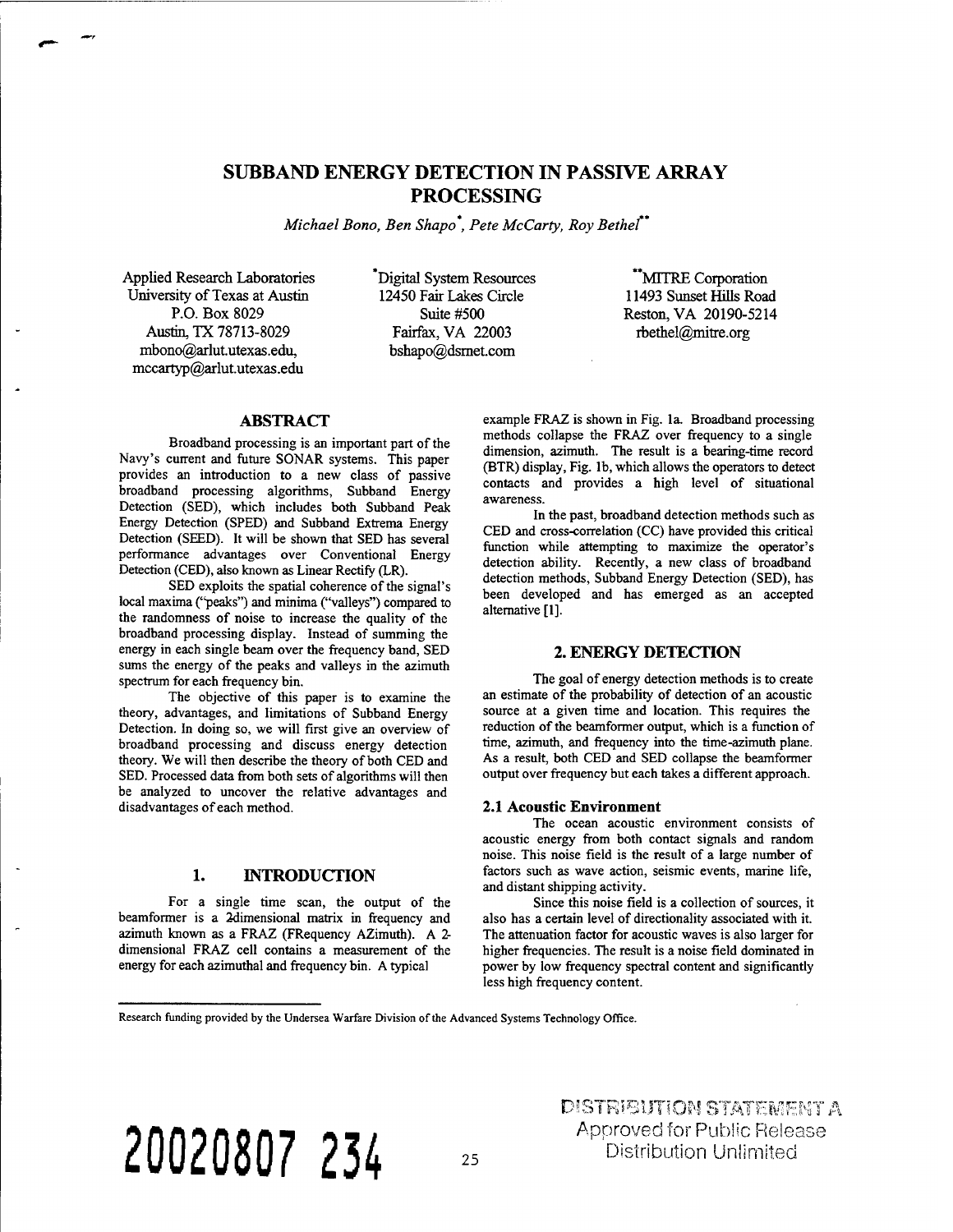# SUBBAND ENERGY DETECTION IN PASSIVE ARRAY PROCESSING

*Michael Bono, Ben Shapo*, Pete McCarty, Roy Bethel***

Applied Research Laboratories
University of Texas at Austin
P.O. Box 8029
Austin, TX 78713-8029
mbono@arlut.utexas.edu,
mccartyp@arlut.utexas.edu

*Digital System Resources
12450 Fair Lakes Circle
Suite #500
Fairfax, VA 22003
bshapo@dsrnet.com

**MITRE Corporation
11493 Sunset Hills Road
Reston, VA 20190-5214
rbethel@mitre.org

## ABSTRACT

Broadband processing is an important part of the Navy's current and future SONAR systems. This paper provides an introduction to a new class of passive broadband processing algorithms, Subband Energy Detection (SED), which includes both Subband Peak Energy Detection (SPED) and Subband Extrema Energy Detection (SEED). It will be shown that SED has several performance advantages over Conventional Energy Detection (CED), also known as Linear Rectify (LR).

SED exploits the spatial coherence of the signal's local maxima ("peaks") and minima ("valleys") compared to the randomness of noise to increase the quality of the broadband processing display. Instead of summing the energy in each single beam over the frequency band, SED sums the energy of the peaks and valleys in the azimuth spectrum for each frequency bin.

The objective of this paper is to examine the theory, advantages, and limitations of Subband Energy Detection. In doing so, we will first give an overview of broadband processing and discuss energy detection theory. We will then describe the theory of both CED and SED. Processed data from both sets of algorithms will then be analyzed to uncover the relative advantages and disadvantages of each method.

## 1. INTRODUCTION

For a single time scan, the output of the beamformer is a 2dimensional matrix in frequency and azimuth known as a FRAZ (FRequency AZimuth). A 2-dimensional FRAZ cell contains a measurement of the energy for each azimuthal and frequency bin. A typical example FRAZ is shown in Fig. 1a. Broadband processing methods collapse the FRAZ over frequency to a single dimension, azimuth. The result is a bearing-time record (BTR) display, Fig. 1b, which allows the operators to detect contacts and provides a high level of situational awareness.

In the past, broadband detection methods such as CED and cross-correlation (CC) have provided this critical function while attempting to maximize the operator's detection ability. Recently, a new class of broadband detection methods, Subband Energy Detection (SED), has been developed and has emerged as an accepted alternative [1].

## 2. ENERGY DETECTION

The goal of energy detection methods is to create an estimate of the probability of detection of an acoustic source at a given time and location. This requires the reduction of the beamformer output, which is a function of time, azimuth, and frequency into the time-azimuth plane. As a result, both CED and SED collapse the beamformer output over frequency but each takes a different approach.

### 2.1 Acoustic Environment

The ocean acoustic environment consists of acoustic energy from both contact signals and random noise. This noise field is the result of a large number of factors such as wave action, seismic events, marine life, and distant shipping activity.

Since this noise field is a collection of sources, it also has a certain level of directionality associated with it. The attenuation factor for acoustic waves is also larger for higher frequencies. The result is a noise field dominated in power by low frequency spectral content and significantly less high frequency content.

Research funding provided by the Undersea Warfare Division of the Advanced Systems Technology Office.

20020807 234

DISTRIBUTION STATEMENT A
Approved for Public Release
Distribution Unlimited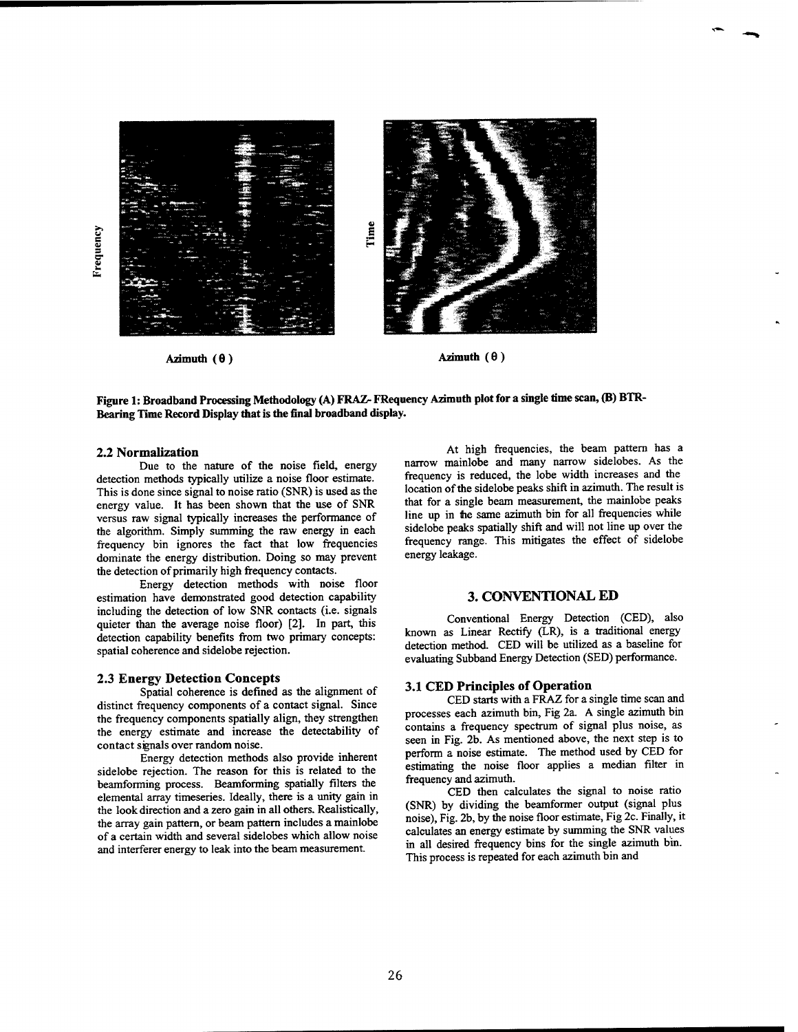Frequency

Azimuth (θ)

Time

Azimuth (θ)

**Figure 1: Broadband Processing Methodology (A) FRAZ- FRequency Azimuth plot for a single time scan, (B) BTR-Bearing Time Record Display that is the final broadband display.**

### 2.2 Normalization

Due to the nature of the noise field, energy detection methods typically utilize a noise floor estimate. This is done since signal to noise ratio (SNR) is used as the energy value. It has been shown that the use of SNR versus raw signal typically increases the performance of the algorithm. Simply summing the raw energy in each frequency bin ignores the fact that low frequencies dominate the energy distribution. Doing so may prevent the detection of primarily high frequency contacts.

Energy detection methods with noise floor estimation have demonstrated good detection capability including the detection of low SNR contacts (i.e. signals quieter than the average noise floor) [2]. In part, this detection capability benefits from two primary concepts: spatial coherence and sidelobe rejection.

### 2.3 Energy Detection Concepts

Spatial coherence is defined as the alignment of distinct frequency components of a contact signal. Since the frequency components spatially align, they strengthen the energy estimate and increase the detectability of contact signals over random noise.

Energy detection methods also provide inherent sidelobe rejection. The reason for this is related to the beamforming process. Beamforming spatially filters the elemental array timeseries. Ideally, there is a unity gain in the look direction and a zero gain in all others. Realistically, the array gain pattern, or beam pattern includes a mainlobe of a certain width and several sidelobes which allow noise and interferer energy to leak into the beam measurement.

At high frequencies, the beam pattern has a narrow mainlobe and many narrow sidelobes. As the frequency is reduced, the lobe width increases and the location of the sidelobe peaks shift in azimuth. The result is that for a single beam measurement, the mainlobe peaks line up in the same azimuth bin for all frequencies while sidelobe peaks spatially shift and will not line up over the frequency range. This mitigates the effect of sidelobe energy leakage.

## 3. CONVENTIONAL ED

Conventional Energy Detection (CED), also known as Linear Rectify (LR), is a traditional energy detection method. CED will be utilized as a baseline for evaluating Subband Energy Detection (SED) performance.

### 3.1 CED Principles of Operation

CED starts with a FRAZ for a single time scan and processes each azimuth bin, Fig 2a. A single azimuth bin contains a frequency spectrum of signal plus noise, as seen in Fig. 2b. As mentioned above, the next step is to perform a noise estimate. The method used by CED for estimating the noise floor applies a median filter in frequency and azimuth.

CED then calculates the signal to noise ratio (SNR) by dividing the beamformer output (signal plus noise), Fig. 2b, by the noise floor estimate, Fig 2c. Finally, it calculates an energy estimate by summing the SNR values in all desired frequency bins for the single azimuth bin. This process is repeated for each azimuth bin and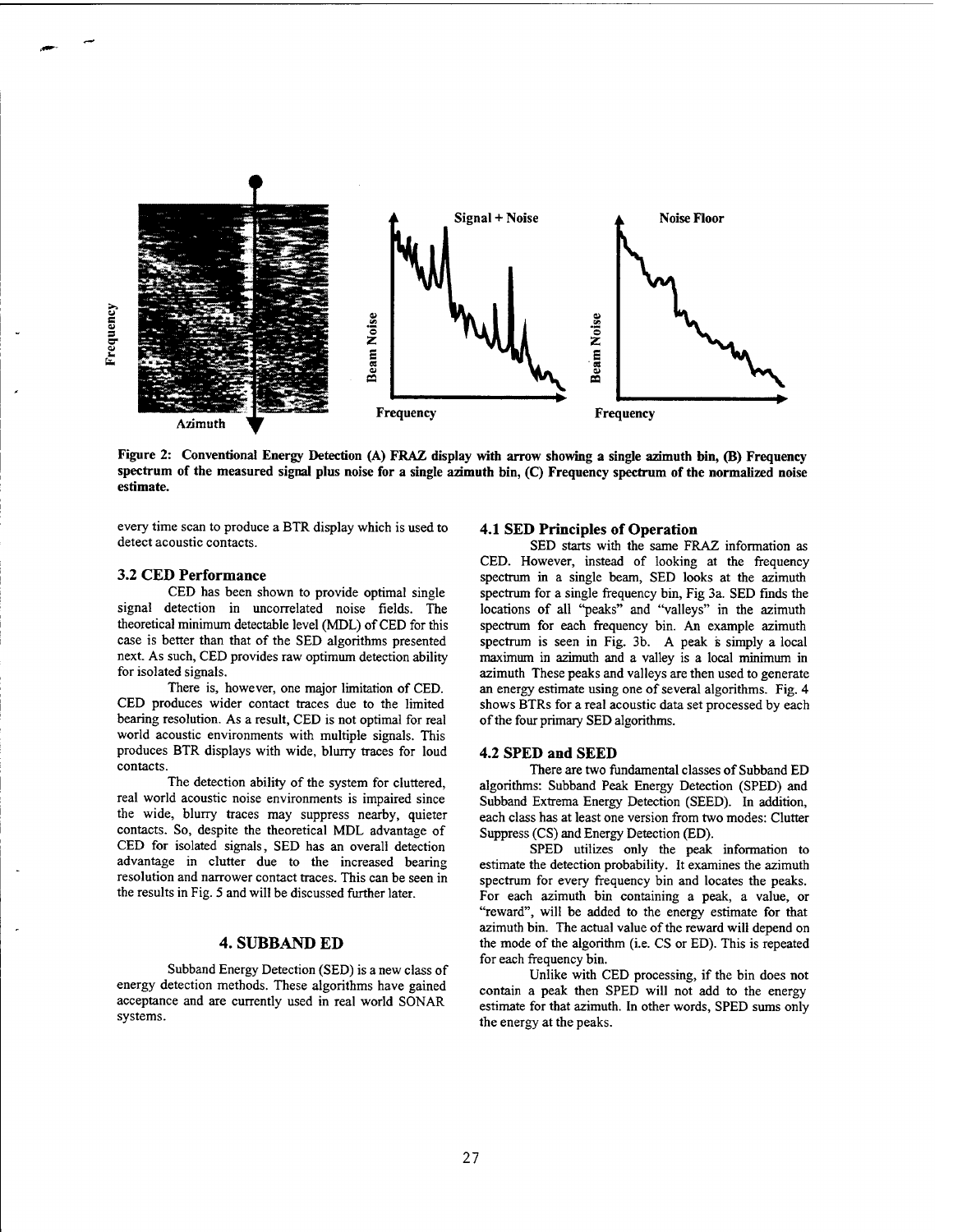Figure 2: Conventional Energy Detection (A) FRAZ display with arrow showing a single azimuth bin, (B) Frequency spectrum of the measured signal plus noise for a single azimuth bin, (C) Frequency spectrum of the normalized noise estimate.

every time scan to produce a BTR display which is used to detect acoustic contacts.

### 3.2 CED Performance

CED has been shown to provide optimal single signal detection in uncorrelated noise fields. The theoretical minimum detectable level (MDL) of CED for this case is better than that of the SED algorithms presented next. As such, CED provides raw optimum detection ability for isolated signals.

There is, however, one major limitation of CED. CED produces wider contact traces due to the limited bearing resolution. As a result, CED is not optimal for real world acoustic environments with multiple signals. This produces BTR displays with wide, blurry traces for loud contacts.

The detection ability of the system for cluttered, real world acoustic noise environments is impaired since the wide, blurry traces may suppress nearby, quieter contacts. So, despite the theoretical MDL advantage of CED for isolated signals, SED has an overall detection advantage in clutter due to the increased bearing resolution and narrower contact traces. This can be seen in the results in Fig. 5 and will be discussed further later.

## 4. SUBBAND ED

Subband Energy Detection (SED) is a new class of energy detection methods. These algorithms have gained acceptance and are currently used in real world SONAR systems.

### 4.1 SED Principles of Operation

SED starts with the same FRAZ information as CED. However, instead of looking at the frequency spectrum in a single beam, SED looks at the azimuth spectrum for a single frequency bin, Fig 3a. SED finds the locations of all "peaks" and "valleys" in the azimuth spectrum for each frequency bin. An example azimuth spectrum is seen in Fig. 3b. A peak is simply a local maximum in azimuth and a valley is a local minimum in azimuth These peaks and valleys are then used to generate an energy estimate using one of several algorithms. Fig. 4 shows BTRs for a real acoustic data set processed by each of the four primary SED algorithms.

### 4.2 SPED and SEED

There are two fundamental classes of Subband ED algorithms: Subband Peak Energy Detection (SPED) and Subband Extrema Energy Detection (SEED). In addition, each class has at least one version from two modes: Clutter Suppress (CS) and Energy Detection (ED).

SPED utilizes only the peak information to estimate the detection probability. It examines the azimuth spectrum for every frequency bin and locates the peaks. For each azimuth bin containing a peak, a value, or "reward", will be added to the energy estimate for that azimuth bin. The actual value of the reward will depend on the mode of the algorithm (i.e. CS or ED). This is repeated for each frequency bin.

Unlike with CED processing, if the bin does not contain a peak then SPED will not add to the energy estimate for that azimuth. In other words, SPED sums only the energy at the peaks.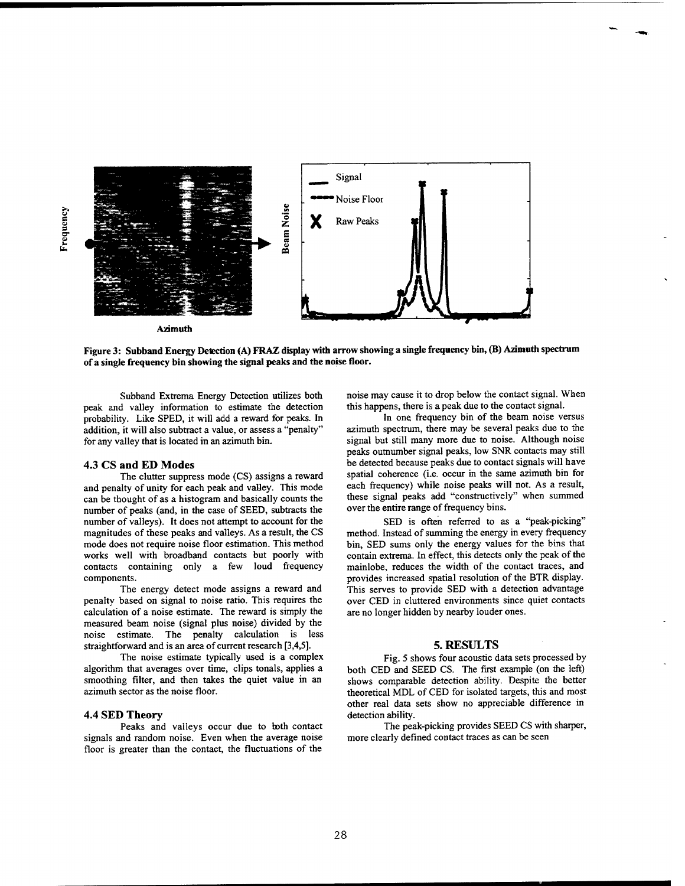Figure 3: Subband Energy Detection (A) FRAZ display with arrow showing a single frequency bin, (B) Azimuth spectrum of a single frequency bin showing the signal peaks and the noise floor.

Subband Extrema Energy Detection utilizes both peak and valley information to estimate the detection probability. Like SPED, it will add a reward for peaks. In addition, it will also subtract a value, or assess a "penalty" for any valley that is located in an azimuth bin.

### 4.3 CS and ED Modes

The clutter suppress mode (CS) assigns a reward and penalty of unity for each peak and valley. This mode can be thought of as a histogram and basically counts the number of peaks (and, in the case of SEED, subtracts the number of valleys). It does not attempt to account for the magnitudes of these peaks and valleys. As a result, the CS mode does not require noise floor estimation. This method works well with broadband contacts but poorly with contacts containing only a few loud frequency components.

The energy detect mode assigns a reward and penalty based on signal to noise ratio. This requires the calculation of a noise estimate. The reward is simply the measured beam noise (signal plus noise) divided by the noise estimate. The penalty calculation is less straightforward and is an area of current research [3,4,5].

The noise estimate typically used is a complex algorithm that averages over time, clips tonals, applies a smoothing filter, and then takes the quiet value in an azimuth sector as the noise floor.

### 4.4 SED Theory

Peaks and valleys occur due to both contact signals and random noise. Even when the average noise floor is greater than the contact, the fluctuations of the noise may cause it to drop below the contact signal. When this happens, there is a peak due to the contact signal.

In one frequency bin of the beam noise versus azimuth spectrum, there may be several peaks due to the signal but still many more due to noise. Although noise peaks outnumber signal peaks, low SNR contacts may still be detected because peaks due to contact signals will have spatial coherence (i.e. occur in the same azimuth bin for each frequency) while noise peaks will not. As a result, these signal peaks add "constructively" when summed over the entire range of frequency bins.

SED is often referred to as a "peak-picking" method. Instead of summing the energy in every frequency bin, SED sums only the energy values for the bins that contain extrema. In effect, this detects only the peak of the mainlobe, reduces the width of the contact traces, and provides increased spatial resolution of the BTR display. This serves to provide SED with a detection advantage over CED in cluttered environments since quiet contacts are no longer hidden by nearby louder ones.

## 5. RESULTS

Fig. 5 shows four acoustic data sets processed by both CED and SEED CS. The first example (on the left) shows comparable detection ability. Despite the better theoretical MDL of CED for isolated targets, this and most other real data sets show no appreciable difference in detection ability.

The peak-picking provides SEED CS with sharper, more clearly defined contact traces as can be seen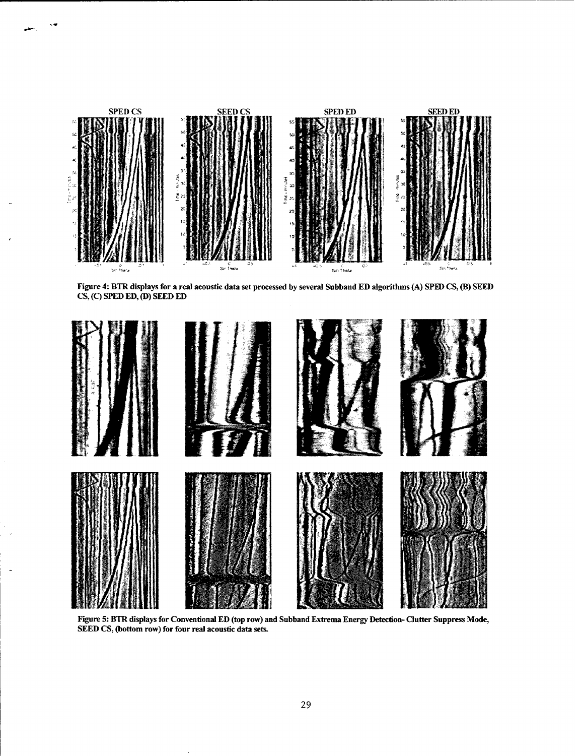Figure 4: BTR displays for a real acoustic data set processed by several Subband ED algorithms (A) SPED CS, (B) SEED CS, (C) SPED ED, (D) SEED ED

Figure 5: BTR displays for Conventional ED (top row) and Subband Extrema Energy Detection- Clutter Suppress Mode, SEED CS, (bottom row) for four real acoustic data sets.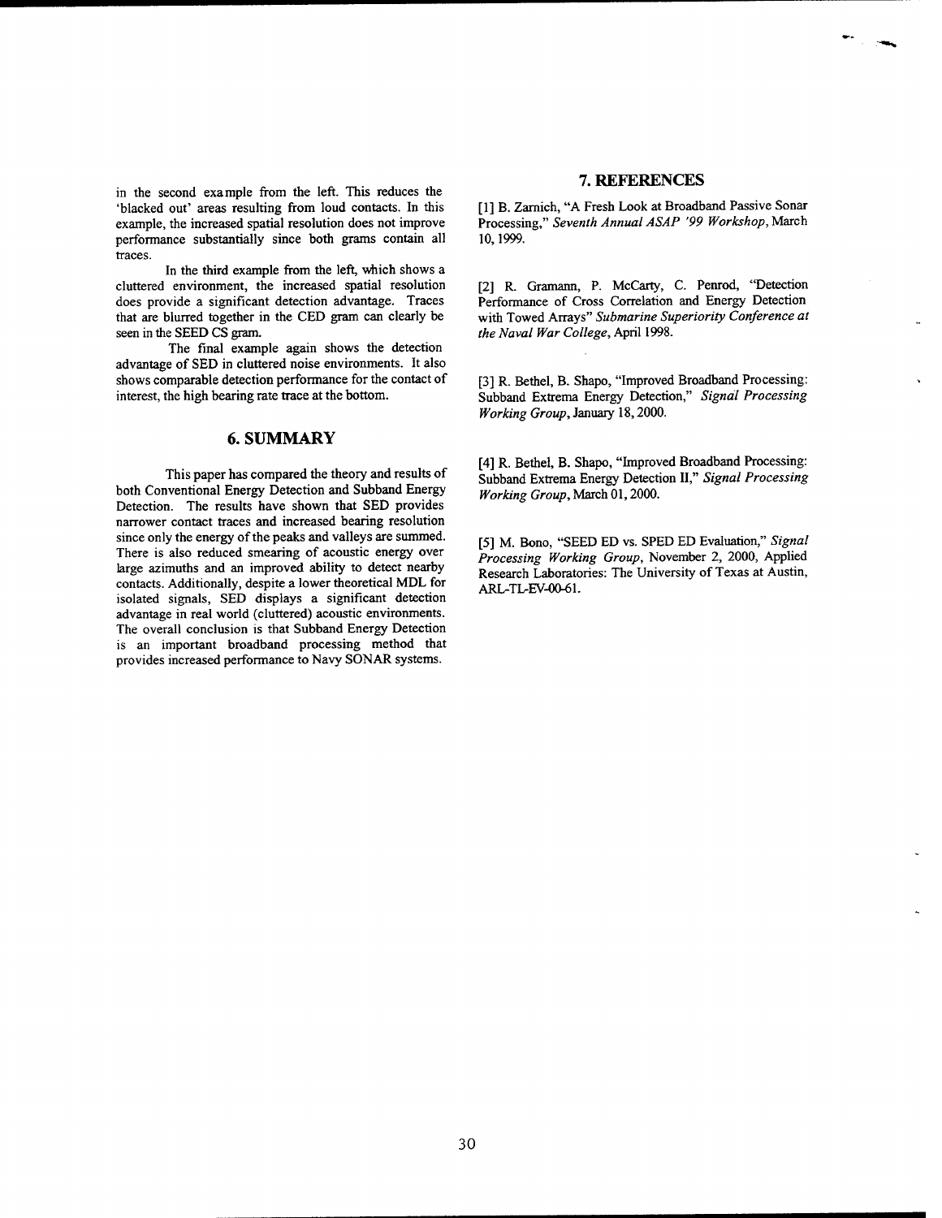in the second example from the left. This reduces the 'blacked out' areas resulting from loud contacts. In this example, the increased spatial resolution does not improve performance substantially since both grams contain all traces.

In the third example from the left, which shows a cluttered environment, the increased spatial resolution does provide a significant detection advantage. Traces that are blurred together in the CED gram can clearly be seen in the SEED CS gram.

The final example again shows the detection advantage of SED in cluttered noise environments. It also shows comparable detection performance for the contact of interest, the high bearing rate trace at the bottom.

## 6. SUMMARY

This paper has compared the theory and results of both Conventional Energy Detection and Subband Energy Detection. The results have shown that SED provides narrower contact traces and increased bearing resolution since only the energy of the peaks and valleys are summed. There is also reduced smearing of acoustic energy over large azimuths and an improved ability to detect nearby contacts. Additionally, despite a lower theoretical MDL for isolated signals, SED displays a significant detection advantage in real world (cluttered) acoustic environments. The overall conclusion is that Subband Energy Detection is an important broadband processing method that provides increased performance to Navy SONAR systems.

## 7. REFERENCES

[1] B. Zarnich, "A Fresh Look at Broadband Passive Sonar Processing," *Seventh Annual ASAP '99 Workshop*, March 10, 1999.

[2] R. Gramann, P. McCarty, C. Penrod, "Detection Performance of Cross Correlation and Energy Detection with Towed Arrays" *Submarine Superiority Conference at the Naval War College*, April 1998.

[3] R. Bethel, B. Shapo, "Improved Broadband Processing: Subband Extrema Energy Detection," *Signal Processing Working Group*, January 18, 2000.

[4] R. Bethel, B. Shapo, "Improved Broadband Processing: Subband Extrema Energy Detection II," *Signal Processing Working Group*, March 01, 2000.

[5] M. Bono, "SEED ED vs. SPED ED Evaluation," *Signal Processing Working Group*, November 2, 2000, Applied Research Laboratories: The University of Texas at Austin, ARL-TL-EV-00-61.